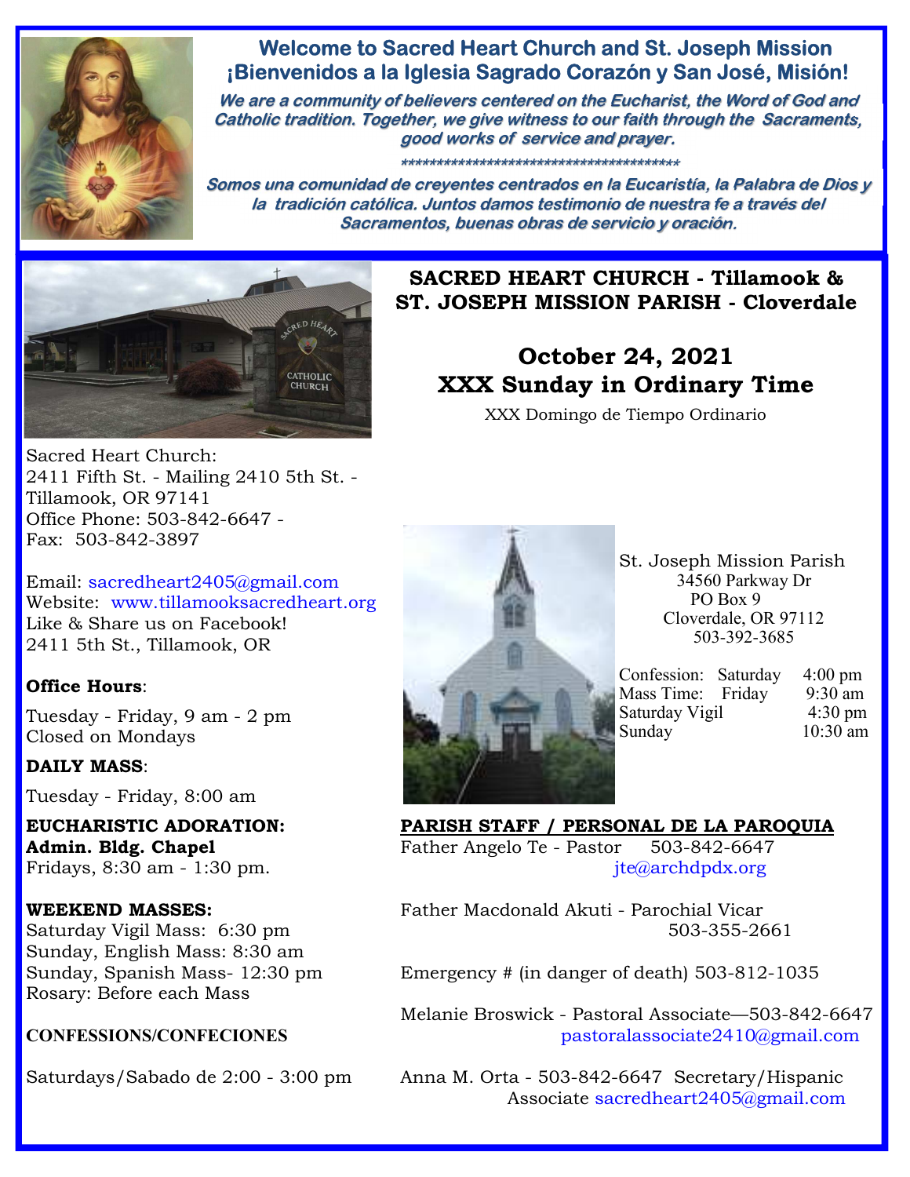# Welcome to Sacred Heart Church and St. Joseph Mission

# ¡Bienvenidos a la Iglesia Sagrado Corazón y San José, Misión!

*We are a community of believers centered on the Eucharist, the Word of God and Catholic tradition. Together, we give witness to our faith through the Sacraments, good works of service and prayer.*

*****************************************

*Somos una comunidad de creyentes centrados en la Eucaristía, la Palabra de Dios y la tradición católica. Juntos damos testimonio de nuestra fe a través del Sacramentos, buenas obras de servicio y oración.*

## SACRED HEART CHURCH - Tillamook & ST. JOSEPH MISSION PARISH - Cloverdale

## October 24, 2021
## XXX Sunday in Ordinary Time

XXX Domingo de Tiempo Ordinario

Sacred Heart Church:
2411 Fifth St. - Mailing 2410 5th St. -
Tillamook, OR 97141
Office Phone: 503-842-6647 -
Fax: 503-842-3897

Email: sacredheart2405@gmail.com
Website: www.tillamooksacredheart.org
Like & Share us on Facebook!
2411 5th St., Tillamook, OR

**Office Hours**:

Tuesday - Friday, 9 am - 2 pm
Closed on Mondays

**DAILY MASS**:

Tuesday - Friday, 8:00 am

**EUCHARISTIC ADORATION:**
**Admin. Bldg. Chapel**
Fridays, 8:30 am - 1:30 pm.

**WEEKEND MASSES:**
Saturday Vigil Mass: 6:30 pm
Sunday, English Mass: 8:30 am
Sunday, Spanish Mass- 12:30 pm
Rosary: Before each Mass

**CONFESSIONS/CONFECIONES**

Saturdays/Sabado de 2:00 - 3:00 pm

St. Joseph Mission Parish
34560 Parkway Dr
PO Box 9
Cloverdale, OR 97112
503-392-3685

| | | |
|---|---|---|
| Confession: | Saturday | 4:00 pm |
| Mass Time: | Friday | 9:30 am |
| Saturday Vigil | | 4:30 pm |
| Sunday | | 10:30 am |

**PARISH STAFF / PERSONAL DE LA PAROQUIA**

Father Angelo Te - Pastor 503-842-6647
jte@archdpdx.org

Father Macdonald Akuti - Parochial Vicar
503-355-2661

Emergency # (in danger of death) 503-812-1035

Melanie Broswick - Pastoral Associate—503-842-6647
pastoralassociate2410@gmail.com

Anna M. Orta - 503-842-6647 Secretary/Hispanic Associate sacredheart2405@gmail.com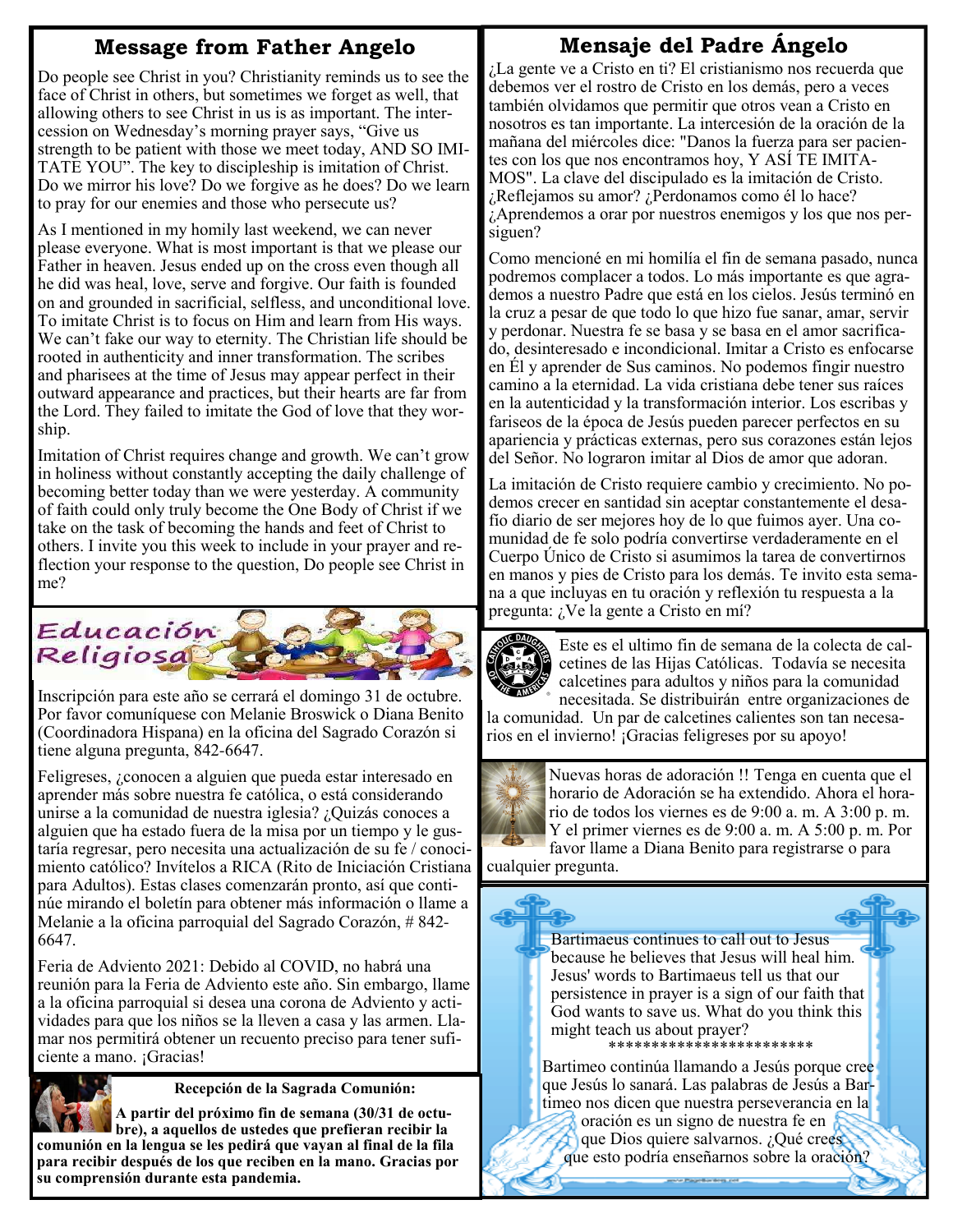## Message from Father Angelo

Do people see Christ in you? Christianity reminds us to see the face of Christ in others, but sometimes we forget as well, that allowing others to see Christ in us is as important. The intercession on Wednesday's morning prayer says, "Give us strength to be patient with those we meet today, AND SO IMITATE YOU". The key to discipleship is imitation of Christ. Do we mirror his love? Do we forgive as he does? Do we learn to pray for our enemies and those who persecute us?

As I mentioned in my homily last weekend, we can never please everyone. What is most important is that we please our Father in heaven. Jesus ended up on the cross even though all he did was heal, love, serve and forgive. Our faith is founded on and grounded in sacrificial, selfless, and unconditional love. To imitate Christ is to focus on Him and learn from His ways. We can't fake our way to eternity. The Christian life should be rooted in authenticity and inner transformation. The scribes and pharisees at the time of Jesus may appear perfect in their outward appearance and practices, but their hearts are far from the Lord. They failed to imitate the God of love that they worship.

Imitation of Christ requires change and growth. We can't grow in holiness without constantly accepting the daily challenge of becoming better today than we were yesterday. A community of faith could only truly become the One Body of Christ if we take on the task of becoming the hands and feet of Christ to others. I invite you this week to include in your prayer and reflection your response to the question, Do people see Christ in me?

## Educación Religiosa

Inscripción para este año se cerrará el domingo 31 de octubre. Por favor comuníquese con Melanie Broswick o Diana Benito (Coordinadora Hispana) en la oficina del Sagrado Corazón si tiene alguna pregunta, 842-6647.

Feligreses, ¿conocen a alguien que pueda estar interesado en aprender más sobre nuestra fe católica, o está considerando unirse a la comunidad de nuestra iglesia? ¿Quizás conoces a alguien que ha estado fuera de la misa por un tiempo y le gustaría regresar, pero necesita una actualización de su fe / conocimiento católico? Invítelos a RICA (Rito de Iniciación Cristiana para Adultos). Estas clases comenzarán pronto, así que continúe mirando el boletín para obtener más información o llame a Melanie a la oficina parroquial del Sagrado Corazón, # 842-6647.

Feria de Adviento 2021: Debido al COVID, no habrá una reunión para la Feria de Adviento este año. Sin embargo, llame a la oficina parroquial si desea una corona de Adviento y actividades para que los niños se la lleven a casa y las armen. Llamar nos permitirá obtener un recuento preciso para tener suficiente a mano. ¡Gracias!

**Recepción de la Sagrada Comunión:**

**A partir del próximo fin de semana (30/31 de octubre), a aquellos de ustedes que prefieran recibir la comunión en la lengua se les pedirá que vayan al final de la fila para recibir después de los que reciben en la mano. Gracias por su comprensión durante esta pandemia.**

## Mensaje del Padre Ángelo

¿La gente ve a Cristo en ti? El cristianismo nos recuerda que debemos ver el rostro de Cristo en los demás, pero a veces también olvidamos que permitir que otros vean a Cristo en nosotros es tan importante. La intercesión de la oración de la mañana del miércoles dice: "Danos la fuerza para ser pacientes con los que nos encontramos hoy, Y ASÍ TE IMITAMOS". La clave del discipulado es la imitación de Cristo. ¿Reflejamos su amor? ¿Perdonamos como él lo hace? ¿Aprendemos a orar por nuestros enemigos y los que nos persiguen?

Como mencioné en mi homilía el fin de semana pasado, nunca podremos complacer a todos. Lo más importante es que agrademos a nuestro Padre que está en los cielos. Jesús terminó en la cruz a pesar de que todo lo que hizo fue sanar, amar, servir y perdonar. Nuestra fe se basa y se basa en el amor sacrificado, desinteresado e incondicional. Imitar a Cristo es enfocarse en Él y aprender de Sus caminos. No podemos fingir nuestro camino a la eternidad. La vida cristiana debe tener sus raíces en la autenticidad y la transformación interior. Los escribas y fariseos de la época de Jesús pueden parecer perfectos en su apariencia y prácticas externas, pero sus corazones están lejos del Señor. No lograron imitar al Dios de amor que adoran.

La imitación de Cristo requiere cambio y crecimiento. No podemos crecer en santidad sin aceptar constantemente el desafío diario de ser mejores hoy de lo que fuimos ayer. Una comunidad de fe solo podría convertirse verdaderamente en el Cuerpo Único de Cristo si asumimos la tarea de convertirnos en manos y pies de Cristo para los demás. Te invito esta semana a que incluyas en tu oración y reflexión tu respuesta a la pregunta: ¿Ve la gente a Cristo en mí?

Este es el ultimo fin de semana de la colecta de calcetines de las Hijas Católicas. Todavía se necesita calcetines para adultos y niños para la comunidad necesitada. Se distribuirán entre organizaciones de la comunidad. Un par de calcetines calientes son tan necesarios en el invierno! ¡Gracias feligreses por su apoyo!

Nuevas horas de adoración !! Tenga en cuenta que el horario de Adoración se ha extendido. Ahora el horario de todos los viernes es de 9:00 a. m. A 3:00 p. m. Y el primer viernes es de 9:00 a. m. A 5:00 p. m. Por favor llame a Diana Benito para registrarse o para cualquier pregunta.

Bartimaeus continues to call out to Jesus because he believes that Jesus will heal him. Jesus' words to Bartimaeus tell us that our persistence in prayer is a sign of our faith that God wants to save us. What do you think this might teach us about prayer?

***********************

Bartimeo continúa llamando a Jesús porque cree que Jesús lo sanará. Las palabras de Jesús a Bartimeo nos dicen que nuestra perseverancia en la oración es un signo de nuestra fe en que Dios quiere salvarnos. ¿Qué crees que esto podría enseñarnos sobre la oración?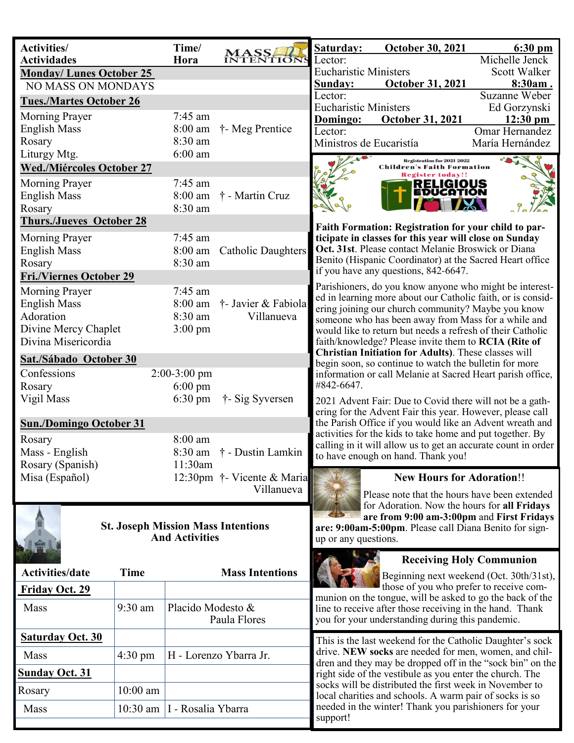## Activities/Actividades — Mass Intentions

| Activities/ Actividades | Time/ Hora | Mass Intentions |
|---|---|---|
| **Monday/ Lunes October 25** | | |
| NO MASS ON MONDAYS | | |
| **Tues./Martes October 26** | | |
| Morning Prayer | 7:45 am | |
| English Mass | 8:00 am | †- Meg Prentice |
| Rosary | 8:30 am | |
| Liturgy Mtg. | 6:00 am | |
| **Wed./Miércoles October 27** | | |
| Morning Prayer | 7:45 am | |
| English Mass | 8:00 am | † - Martin Cruz |
| Rosary | 8:30 am | |
| **Thurs./Jueves October 28** | | |
| Morning Prayer | 7:45 am | |
| English Mass | 8:00 am | Catholic Daughters |
| Rosary | 8:30 am | |
| **Fri./Viernes October 29** | | |
| Morning Prayer | 7:45 am | |
| English Mass | 8:00 am | †- Javier & Fabiola Villanueva |
| Adoration | 8:30 am | |
| Divine Mercy Chaplet / Divina Misericordia | 3:00 pm | |
| **Sat./Sábado October 30** | | |
| Confessions | 2:00-3:00 pm | |
| Rosary | 6:00 pm | |
| Vigil Mass | 6:30 pm | †- Sig Syversen |
| **Sun./Domingo October 31** | | |
| Rosary | 8:00 am | |
| Mass - English | 8:30 am | † - Dustin Lamkin |
| Rosary (Spanish) | 11:30am | |
| Misa (Español) | 12:30pm | †- Vicente & Maria Villanueva |

## St. Joseph Mission Mass Intentions And Activities

| Activities/date | Time | Mass Intentions |
|---|---|---|
| **Friday Oct. 29** | | |
| Mass | 9:30 am | Placido Modesto & Paula Flores |
| **Saturday Oct. 30** | | |
| Mass | 4:30 pm | H - Lorenzo Ybarra Jr. |
| **Sunday Oct. 31** | | |
| Rosary | 10:00 am | |
| Mass | 10:30 am | I - Rosalia Ybarra |

| | | |
|---|---|---|
| **Saturday:** | **October 30, 2021** | **6:30 pm** |
| Lector: | | Michelle Jenck |
| Eucharistic Ministers | | Scott Walker |
| **Sunday:** | **October 31, 2021** | **8:30am .** |
| Lector: | | Suzanne Weber |
| Eucharistic Ministers | | Ed Gorzynski |
| **Domingo:** | **October 31, 2021** | **12:30 pm** |
| Lector: | | Omar Hernandez |
| Ministros de Eucaristía | | María Hernández |

Registration for 2021 2022 Children's Faith Formation Register today!! RELIGIOUS EDUCATION

**Faith Formation: Registration for your child to participate in classes for this year will close on Sunday Oct. 31st**. Please contact Melanie Broswick or Diana Benito (Hispanic Coordinator) at the Sacred Heart office if you have any questions, 842-6647.

Parishioners, do you know anyone who might be interested in learning more about our Catholic faith, or is considering joining our church community? Maybe you know someone who has been away from Mass for a while and would like to return but needs a refresh of their Catholic faith/knowledge? Please invite them to **RCIA (Rite of Christian Initiation for Adults)**. These classes will begin soon, so continue to watch the bulletin for more information or call Melanie at Sacred Heart parish office, #842-6647.

2021 Advent Fair: Due to Covid there will not be a gathering for the Advent Fair this year. However, please call the Parish Office if you would like an Advent wreath and activities for the kids to take home and put together. By calling in it will allow us to get an accurate count in order to have enough on hand. Thank you!

### New Hours for Adoration!!

Please note that the hours have been extended for Adoration. Now the hours for **all Fridays are from 9:00 am-3:00pm** and **First Fridays are: 9:00am-5:00pm**. Please call Diana Benito for sign-up or any questions.

### Receiving Holy Communion

Beginning next weekend (Oct. 30th/31st), those of you who prefer to receive communion on the tongue, will be asked to go the back of the line to receive after those receiving in the hand. Thank you for your understanding during this pandemic.

This is the last weekend for the Catholic Daughter's sock drive. **NEW socks** are needed for men, women, and children and they may be dropped off in the "sock bin" on the right side of the vestibule as you enter the church. The socks will be distributed the first week in November to local charities and schools. A warm pair of socks is so needed in the winter! Thank you parishioners for your support!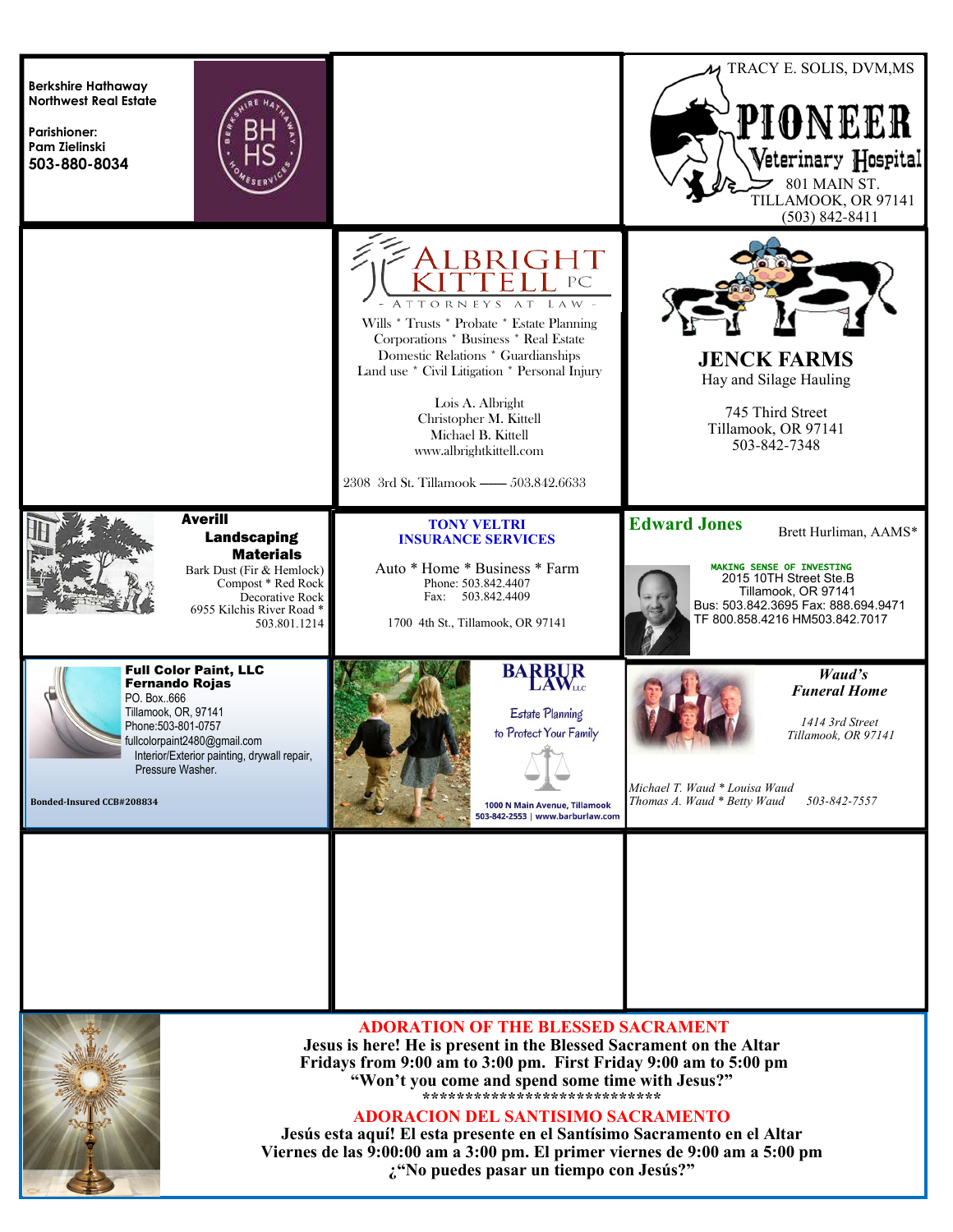**Berkshire Hathaway Northwest Real Estate**

**Parishioner: Pam Zielinski**
**503-880-8034**

BHHS BERKSHIRE HATHAWAY HOMESERVICES

TRACY E. SOLIS, DVM,MS

**PIONEER Veterinary Hospital**

801 MAIN ST.
TILLAMOOK, OR 97141
(503) 842-8411

**ALBRIGHT KITTELL PC**
- ATTORNEYS AT LAW -

Wills * Trusts * Probate * Estate Planning
Corporations * Business * Real Estate
Domestic Relations * Guardianships
Land use * Civil Litigation * Personal Injury

Lois A. Albright
Christopher M. Kittell
Michael B. Kittell
www.albrightkittell.com

2308 3rd St. Tillamook —— 503.842.6633

**JENCK FARMS**
Hay and Silage Hauling

745 Third Street
Tillamook, OR 97141
503-842-7348

**Averill Landscaping Materials**
Bark Dust (Fir & Hemlock)
Compost * Red Rock
Decorative Rock
6955 Kilchis River Road *
503.801.1214

**TONY VELTRI INSURANCE SERVICES**

Auto * Home * Business * Farm
Phone: 503.842.4407
Fax: 503.842.4409

1700 4th St., Tillamook, OR 97141

**Edward Jones**
Brett Hurliman, AAMS*

MAKING SENSE OF INVESTING
2015 10TH Street Ste.B
Tillamook, OR 97141
Bus: 503.842.3695 Fax: 888.694.9471
TF 800.858.4216 HM503.842.7017

**Full Color Paint, LLC**
**Fernando Rojas**
PO. Box..666
Tillamook, OR, 97141
Phone:503-801-0757
fullcolorpaint2480@gmail.com
Interior/Exterior painting, drywall repair, Pressure Washer.

**Bonded-Insured CCB#208834**

**BARBUR LAW LLC**

Estate Planning
to Protect Your Family

1000 N Main Avenue, Tillamook
503-842-2553 | www.barburlaw.com

***Waud's Funeral Home***

*1414 3rd Street*
*Tillamook, OR 97141*

*Michael T. Waud * Louisa Waud*
*Thomas A. Waud * Betty Waud* 503-842-7557

**ADORATION OF THE BLESSED SACRAMENT**
**Jesus is here! He is present in the Blessed Sacrament on the Altar**
**Fridays from 9:00 am to 3:00 pm. First Friday 9:00 am to 5:00 pm**
**"Won't you come and spend some time with Jesus?"**
****************************

**ADORACION DEL SANTISIMO SACRAMENTO**
**Jesús esta aquí! El esta presente en el Santísimo Sacramento en el Altar**
**Viernes de las 9:00:00 am a 3:00 pm. El primer viernes de 9:00 am a 5:00 pm**
**¿"No puedes pasar un tiempo con Jesús?"**